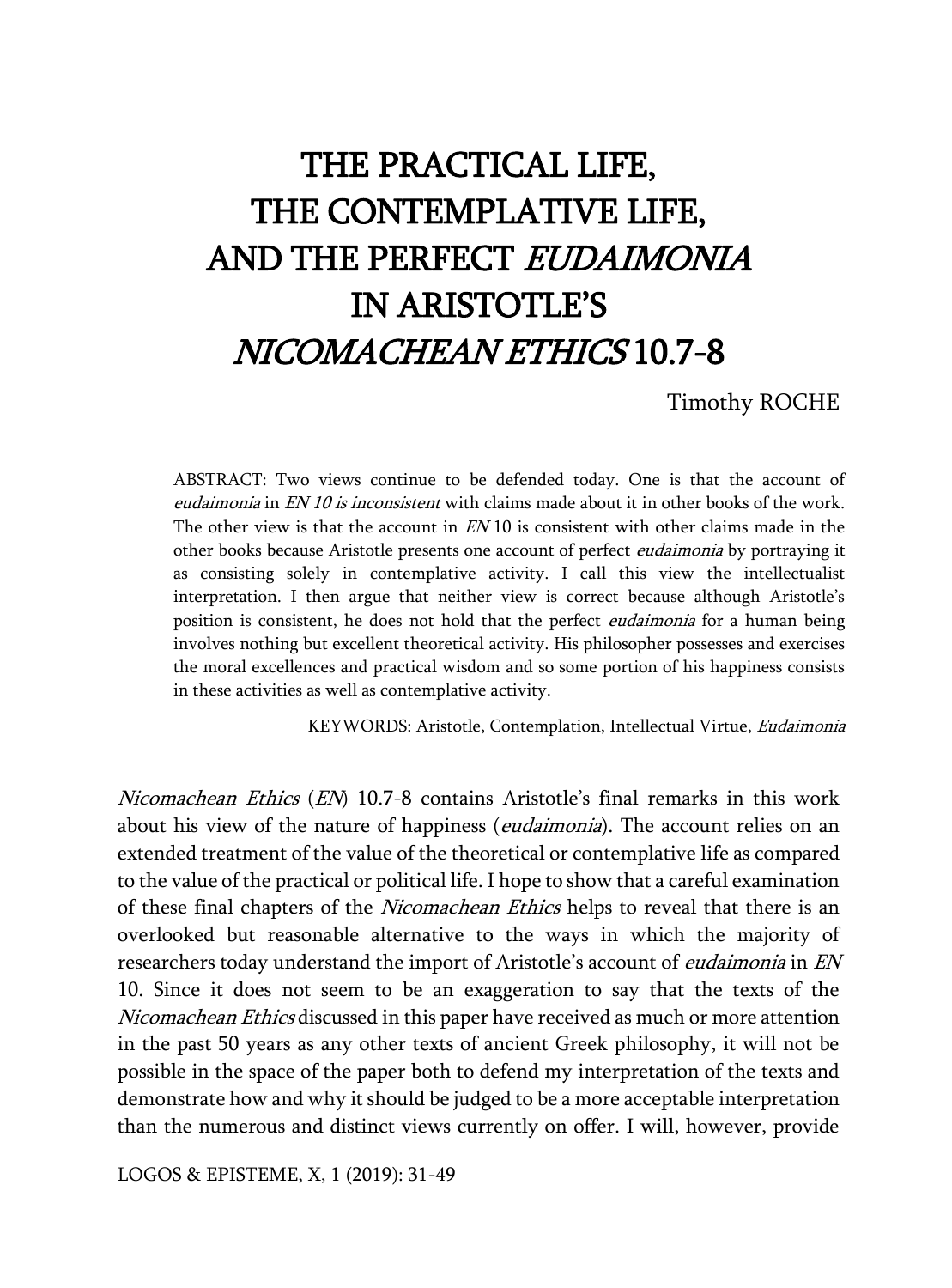# THE PRACTICAL LIFE, THE CONTEMPLATIVE LIFE, AND THE PERFECT *EUDAIMONIA* IN ARISTOTLE'S *NICOMACHEAN ETHICS* 10.7-8

Timothy ROCHE

ABSTRACT: Two views continue to be defended today. One is that the account of *eudaimonia* in *EN 10 is inconsistent* with claims made about it in other books of the work. The other view is that the account in *EN* 10 is consistent with other claims made in the other books because Aristotle presents one account of perfect *eudaimonia* by portraying it as consisting solely in contemplative activity. I call this view the intellectualist interpretation. I then argue that neither view is correct because although Aristotle's position is consistent, he does not hold that the perfect *eudaimonia* for a human being involves nothing but excellent theoretical activity. His philosopher possesses and exercises the moral excellences and practical wisdom and so some portion of his happiness consists in these activities as well as contemplative activity.

KEYWORDS: Aristotle, Contemplation, Intellectual Virtue, *Eudaimonia*

*Nicomachean Ethics* (*EN*) 10.7-8 contains Aristotle's final remarks in this work about his view of the nature of happiness (*eudaimonia*). The account relies on an extended treatment of the value of the theoretical or contemplative life as compared to the value of the practical or political life. I hope to show that a careful examination of these final chapters of the *Nicomachean Ethics* helps to reveal that there is an overlooked but reasonable alternative to the ways in which the majority of researchers today understand the import of Aristotle's account of *eudaimonia* in *EN* 10. Since it does not seem to be an exaggeration to say that the texts of the *Nicomachean Ethics* discussed in this paper have received as much or more attention in the past 50 years as any other texts of ancient Greek philosophy, it will not be possible in the space of the paper both to defend my interpretation of the texts and demonstrate how and why it should be judged to be a more acceptable interpretation than the numerous and distinct views currently on offer. I will, however, provide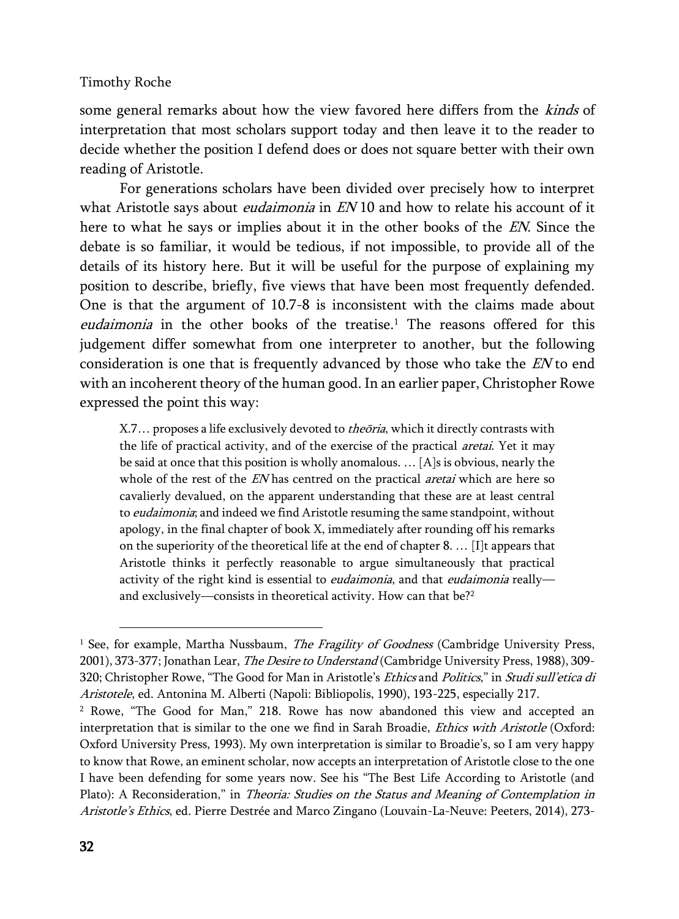some general remarks about how the view favored here differs from the *kinds* of interpretation that most scholars support today and then leave it to the reader to decide whether the position I defend does or does not square better with their own reading of Aristotle.

For generations scholars have been divided over precisely how to interpret what Aristotle says about *eudaimonia* in *EN* 10 and how to relate his account of it here to what he says or implies about it in the other books of the *EN*. Since the debate is so familiar, it would be tedious, if not impossible, to provide all of the details of its history here. But it will be useful for the purpose of explaining my position to describe, briefly, five views that have been most frequently defended. One is that the argument of 10.7-8 is inconsistent with the claims made about *eudaimonia* in the other books of the treatise.[1] The reasons offered for this judgement differ somewhat from one interpreter to another, but the following consideration is one that is frequently advanced by those who take the *EN* to end with an incoherent theory of the human good. In an earlier paper, Christopher Rowe expressed the point this way:

> X.7… proposes a life exclusively devoted to *theōria*, which it directly contrasts with the life of practical activity, and of the exercise of the practical *aretai*. Yet it may be said at once that this position is wholly anomalous. … [A]s is obvious, nearly the whole of the rest of the *EN* has centred on the practical *aretai* which are here so cavalierly devalued, on the apparent understanding that these are at least central to *eudaimonia*; and indeed we find Aristotle resuming the same standpoint, without apology, in the final chapter of book X, immediately after rounding off his remarks on the superiority of the theoretical life at the end of chapter 8. … [I]t appears that Aristotle thinks it perfectly reasonable to argue simultaneously that practical activity of the right kind is essential to *eudaimonia*, and that *eudaimonia* really—and exclusively—consists in theoretical activity. How can that be?[2]

---

[1] See, for example, Martha Nussbaum, *The Fragility of Goodness* (Cambridge University Press, 2001), 373-377; Jonathan Lear, *The Desire to Understand* (Cambridge University Press, 1988), 309-320; Christopher Rowe, "The Good for Man in Aristotle's *Ethics* and *Politics*," in *Studi sull'etica di Aristotele*, ed. Antonina M. Alberti (Napoli: Bibliopolis, 1990), 193-225, especially 217.

[2] Rowe, "The Good for Man," 218. Rowe has now abandoned this view and accepted an interpretation that is similar to the one we find in Sarah Broadie, *Ethics with Aristotle* (Oxford: Oxford University Press, 1993). My own interpretation is similar to Broadie's, so I am very happy to know that Rowe, an eminent scholar, now accepts an interpretation of Aristotle close to the one I have been defending for some years now. See his "The Best Life According to Aristotle (and Plato): A Reconsideration," in *Theoria: Studies on the Status and Meaning of Contemplation in Aristotle's Ethics*, ed. Pierre Destrée and Marco Zingano (Louvain-La-Neuve: Peeters, 2014), 273-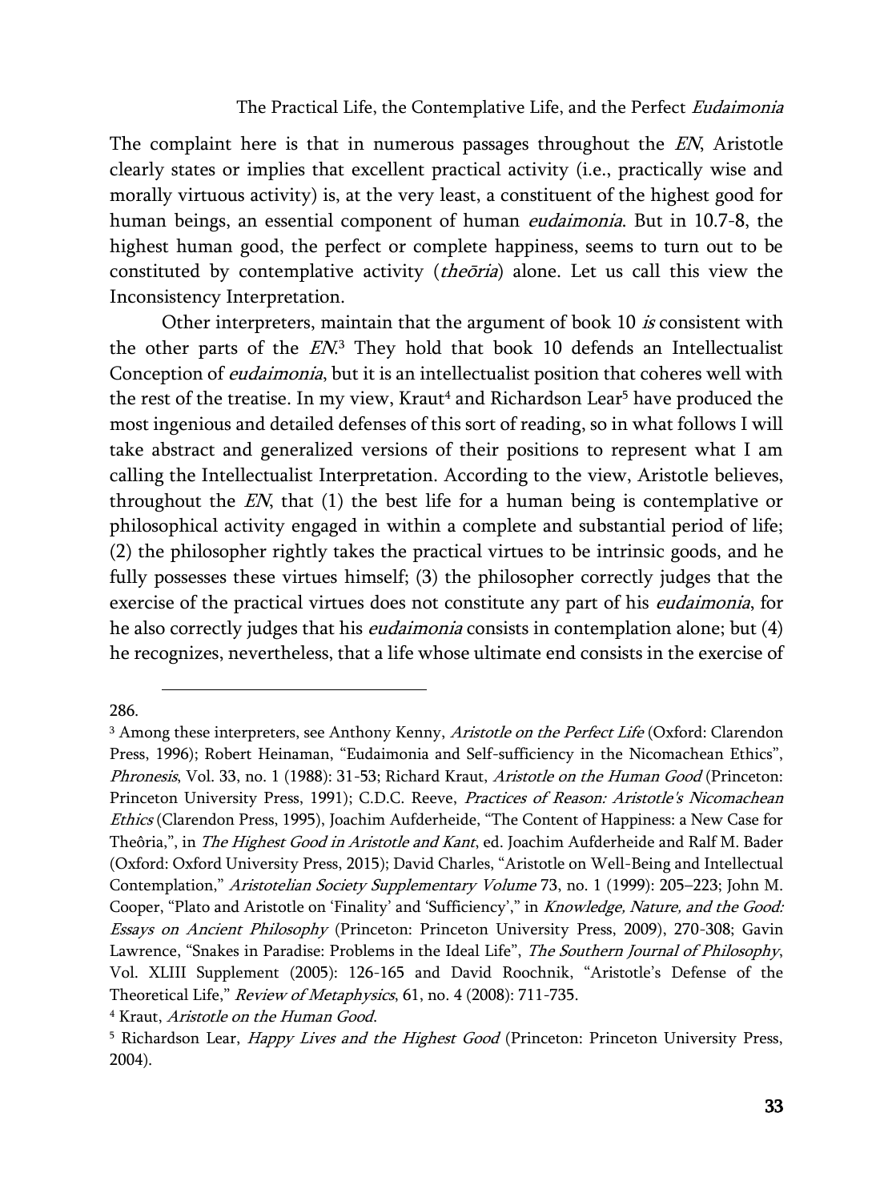The complaint here is that in numerous passages throughout the *EN*, Aristotle clearly states or implies that excellent practical activity (i.e., practically wise and morally virtuous activity) is, at the very least, a constituent of the highest good for human beings, an essential component of human *eudaimonia*. But in 10.7-8, the highest human good, the perfect or complete happiness, seems to turn out to be constituted by contemplative activity (*theōria*) alone. Let us call this view the Inconsistency Interpretation.

Other interpreters, maintain that the argument of book 10 *is* consistent with the other parts of the *EN*.[3] They hold that book 10 defends an Intellectualist Conception of *eudaimonia*, but it is an intellectualist position that coheres well with the rest of the treatise. In my view, Kraut[4] and Richardson Lear[5] have produced the most ingenious and detailed defenses of this sort of reading, so in what follows I will take abstract and generalized versions of their positions to represent what I am calling the Intellectualist Interpretation. According to the view, Aristotle believes, throughout the *EN*, that (1) the best life for a human being is contemplative or philosophical activity engaged in within a complete and substantial period of life; (2) the philosopher rightly takes the practical virtues to be intrinsic goods, and he fully possesses these virtues himself; (3) the philosopher correctly judges that the exercise of the practical virtues does not constitute any part of his *eudaimonia*, for he also correctly judges that his *eudaimonia* consists in contemplation alone; but (4) he recognizes, nevertheless, that a life whose ultimate end consists in the exercise of

---

286.

[3] Among these interpreters, see Anthony Kenny, *Aristotle on the Perfect Life* (Oxford: Clarendon Press, 1996); Robert Heinaman, "Eudaimonia and Self-sufficiency in the Nicomachean Ethics", *Phronesis*, Vol. 33, no. 1 (1988): 31-53; Richard Kraut, *Aristotle on the Human Good* (Princeton: Princeton University Press, 1991); C.D.C. Reeve, *Practices of Reason: Aristotle's Nicomachean Ethics* (Clarendon Press, 1995), Joachim Aufderheide, "The Content of Happiness: a New Case for Theôria,", in *The Highest Good in Aristotle and Kant*, ed. Joachim Aufderheide and Ralf M. Bader (Oxford: Oxford University Press, 2015); David Charles, "Aristotle on Well-Being and Intellectual Contemplation," *Aristotelian Society Supplementary Volume* 73, no. 1 (1999): 205–223; John M. Cooper, "Plato and Aristotle on 'Finality' and 'Sufficiency'," in *Knowledge, Nature, and the Good: Essays on Ancient Philosophy* (Princeton: Princeton University Press, 2009), 270-308; Gavin Lawrence, "Snakes in Paradise: Problems in the Ideal Life", *The Southern Journal of Philosophy*, Vol. XLIII Supplement (2005): 126-165 and David Roochnik, "Aristotle's Defense of the Theoretical Life," *Review of Metaphysics*, 61, no. 4 (2008): 711-735.

[4] Kraut, *Aristotle on the Human Good*.

[5] Richardson Lear, *Happy Lives and the Highest Good* (Princeton: Princeton University Press, 2004).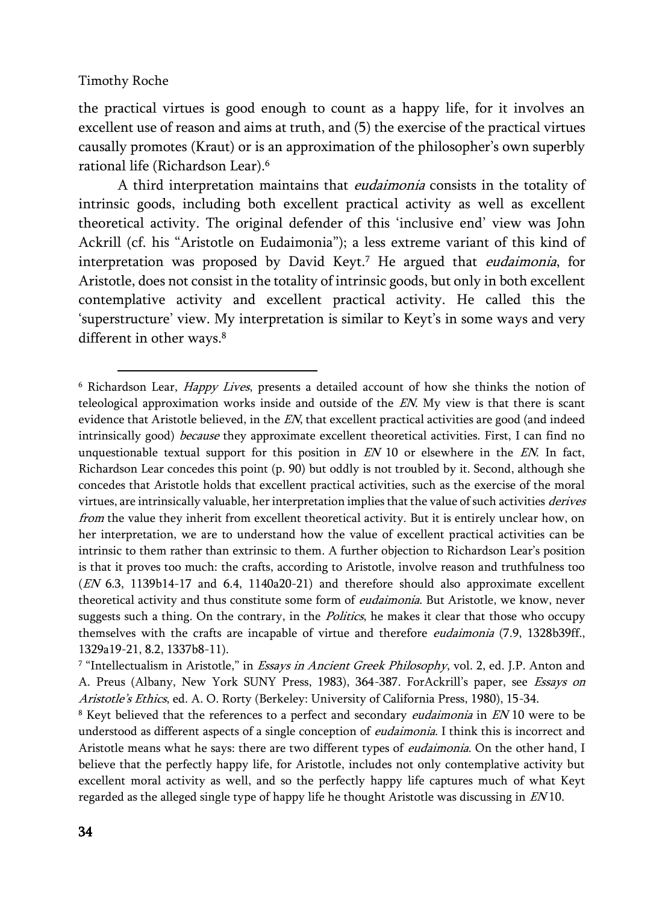the practical virtues is good enough to count as a happy life, for it involves an excellent use of reason and aims at truth, and (5) the exercise of the practical virtues causally promotes (Kraut) or is an approximation of the philosopher's own superbly rational life (Richardson Lear).[6]

A third interpretation maintains that *eudaimonia* consists in the totality of intrinsic goods, including both excellent practical activity as well as excellent theoretical activity. The original defender of this 'inclusive end' view was John Ackrill (cf. his "Aristotle on Eudaimonia"); a less extreme variant of this kind of interpretation was proposed by David Keyt.[7] He argued that *eudaimonia*, for Aristotle, does not consist in the totality of intrinsic goods, but only in both excellent contemplative activity and excellent practical activity. He called this the 'superstructure' view. My interpretation is similar to Keyt's in some ways and very different in other ways.[8]

---

[6] Richardson Lear, *Happy Lives*, presents a detailed account of how she thinks the notion of teleological approximation works inside and outside of the *EN*. My view is that there is scant evidence that Aristotle believed, in the *EN*, that excellent practical activities are good (and indeed intrinsically good) *because* they approximate excellent theoretical activities. First, I can find no unquestionable textual support for this position in *EN* 10 or elsewhere in the *EN*. In fact, Richardson Lear concedes this point (p. 90) but oddly is not troubled by it. Second, although she concedes that Aristotle holds that excellent practical activities, such as the exercise of the moral virtues, are intrinsically valuable, her interpretation implies that the value of such activities *derives from* the value they inherit from excellent theoretical activity. But it is entirely unclear how, on her interpretation, we are to understand how the value of excellent practical activities can be intrinsic to them rather than extrinsic to them. A further objection to Richardson Lear's position is that it proves too much: the crafts, according to Aristotle, involve reason and truthfulness too (*EN* 6.3, 1139b14-17 and 6.4, 1140a20-21) and therefore should also approximate excellent theoretical activity and thus constitute some form of *eudaimonia*. But Aristotle, we know, never suggests such a thing. On the contrary, in the *Politics*, he makes it clear that those who occupy themselves with the crafts are incapable of virtue and therefore *eudaimonia* (7.9, 1328b39ff., 1329a19-21, 8.2, 1337b8-11).

[7] "Intellectualism in Aristotle," in *Essays in Ancient Greek Philosophy*, vol. 2, ed. J.P. Anton and A. Preus (Albany, New York SUNY Press, 1983), 364-387. ForAckrill's paper, see *Essays on Aristotle's Ethics*, ed. A. O. Rorty (Berkeley: University of California Press, 1980), 15-34.

[8] Keyt believed that the references to a perfect and secondary *eudaimonia* in *EN* 10 were to be understood as different aspects of a single conception of *eudaimonia*. I think this is incorrect and Aristotle means what he says: there are two different types of *eudaimonia*. On the other hand, I believe that the perfectly happy life, for Aristotle, includes not only contemplative activity but excellent moral activity as well, and so the perfectly happy life captures much of what Keyt regarded as the alleged single type of happy life he thought Aristotle was discussing in *EN* 10.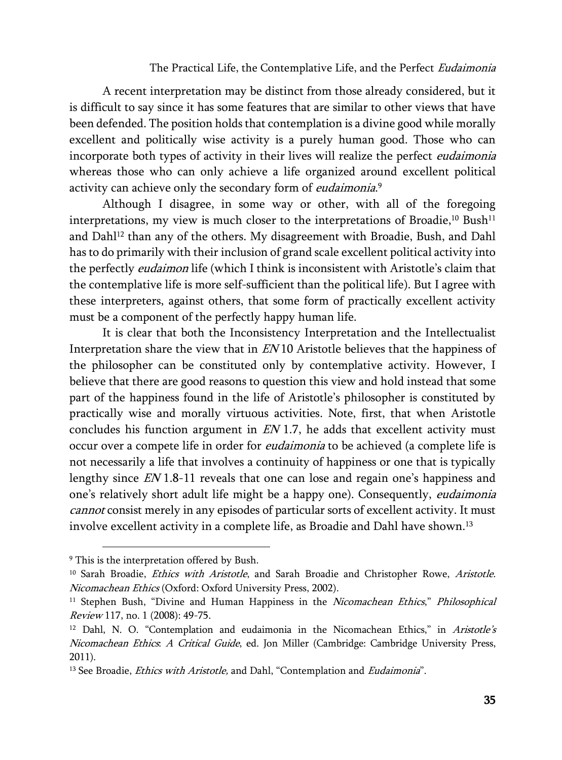A recent interpretation may be distinct from those already considered, but it is difficult to say since it has some features that are similar to other views that have been defended. The position holds that contemplation is a divine good while morally excellent and politically wise activity is a purely human good. Those who can incorporate both types of activity in their lives will realize the perfect *eudaimonia* whereas those who can only achieve a life organized around excellent political activity can achieve only the secondary form of *eudaimonia*.[9]

Although I disagree, in some way or other, with all of the foregoing interpretations, my view is much closer to the interpretations of Broadie,[10] Bush[11] and Dahl[12] than any of the others. My disagreement with Broadie, Bush, and Dahl has to do primarily with their inclusion of grand scale excellent political activity into the perfectly *eudaimon* life (which I think is inconsistent with Aristotle's claim that the contemplative life is more self-sufficient than the political life). But I agree with these interpreters, against others, that some form of practically excellent activity must be a component of the perfectly happy human life.

It is clear that both the Inconsistency Interpretation and the Intellectualist Interpretation share the view that in *EN* 10 Aristotle believes that the happiness of the philosopher can be constituted only by contemplative activity. However, I believe that there are good reasons to question this view and hold instead that some part of the happiness found in the life of Aristotle's philosopher is constituted by practically wise and morally virtuous activities. Note, first, that when Aristotle concludes his function argument in *EN* 1.7, he adds that excellent activity must occur over a compete life in order for *eudaimonia* to be achieved (a complete life is not necessarily a life that involves a continuity of happiness or one that is typically lengthy since *EN* 1.8-11 reveals that one can lose and regain one's happiness and one's relatively short adult life might be a happy one). Consequently, *eudaimonia cannot* consist merely in any episodes of particular sorts of excellent activity. It must involve excellent activity in a complete life, as Broadie and Dahl have shown.[13]

---

[9] This is the interpretation offered by Bush.

[10] Sarah Broadie, *Ethics with Aristotle*, and Sarah Broadie and Christopher Rowe, *Aristotle. Nicomachean Ethics* (Oxford: Oxford University Press, 2002).

[11] Stephen Bush, "Divine and Human Happiness in the *Nicomachean Ethics*," *Philosophical Review* 117, no. 1 (2008): 49-75.

[12] Dahl, N. O. "Contemplation and eudaimonia in the Nicomachean Ethics," in *Aristotle's Nicomachean Ethics: A Critical Guide*, ed. Jon Miller (Cambridge: Cambridge University Press, 2011).

[13] See Broadie, *Ethics with Aristotle,* and Dahl, "Contemplation and *Eudaimonia*".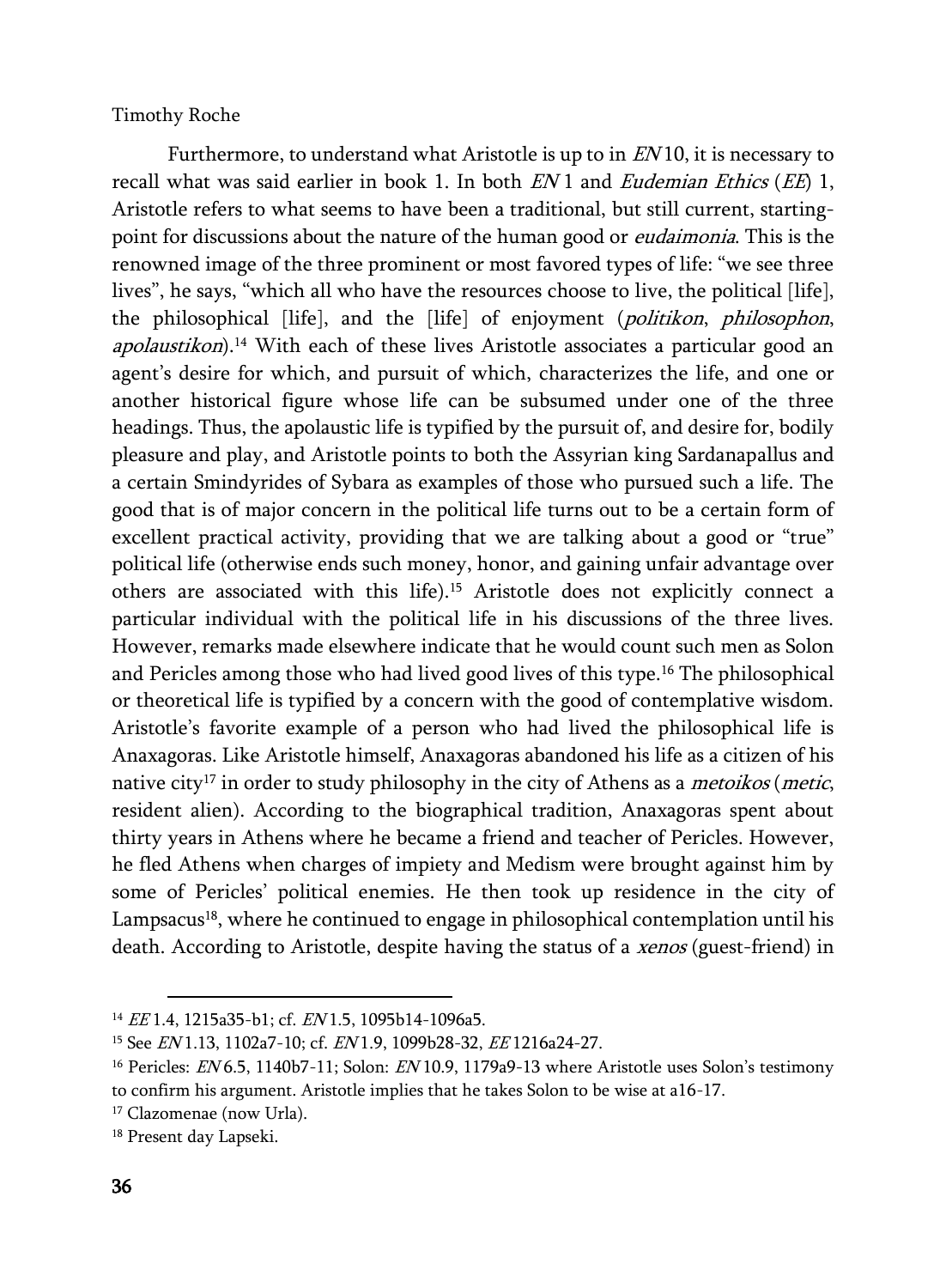Furthermore, to understand what Aristotle is up to in *EN* 10, it is necessary to recall what was said earlier in book 1. In both *EN* 1 and *Eudemian Ethics* (*EE*) 1, Aristotle refers to what seems to have been a traditional, but still current, starting-point for discussions about the nature of the human good or *eudaimonia*. This is the renowned image of the three prominent or most favored types of life: "we see three lives", he says, "which all who have the resources choose to live, the political [life], the philosophical [life], and the [life] of enjoyment (*politikon*, *philosophon*, *apolaustikon*).[14] With each of these lives Aristotle associates a particular good an agent's desire for which, and pursuit of which, characterizes the life, and one or another historical figure whose life can be subsumed under one of the three headings. Thus, the apolaustic life is typified by the pursuit of, and desire for, bodily pleasure and play, and Aristotle points to both the Assyrian king Sardanapallus and a certain Smindyrides of Sybara as examples of those who pursued such a life. The good that is of major concern in the political life turns out to be a certain form of excellent practical activity, providing that we are talking about a good or "true" political life (otherwise ends such money, honor, and gaining unfair advantage over others are associated with this life).[15] Aristotle does not explicitly connect a particular individual with the political life in his discussions of the three lives. However, remarks made elsewhere indicate that he would count such men as Solon and Pericles among those who had lived good lives of this type.[16] The philosophical or theoretical life is typified by a concern with the good of contemplative wisdom. Aristotle's favorite example of a person who had lived the philosophical life is Anaxagoras. Like Aristotle himself, Anaxagoras abandoned his life as a citizen of his native city[17] in order to study philosophy in the city of Athens as a *metoikos* (*metic*, resident alien). According to the biographical tradition, Anaxagoras spent about thirty years in Athens where he became a friend and teacher of Pericles. However, he fled Athens when charges of impiety and Medism were brought against him by some of Pericles' political enemies. He then took up residence in the city of Lampsacus[18], where he continued to engage in philosophical contemplation until his death. According to Aristotle, despite having the status of a *xenos* (guest-friend) in

---

[14] *EE* 1.4, 1215a35-b1; cf. *EN* 1.5, 1095b14-1096a5.

[15] See *EN* 1.13, 1102a7-10; cf. *EN* 1.9, 1099b28-32, *EE* 1216a24-27.

[16] Pericles: *EN* 6.5, 1140b7-11; Solon: *EN* 10.9, 1179a9-13 where Aristotle uses Solon's testimony to confirm his argument. Aristotle implies that he takes Solon to be wise at a16-17.

[17] Clazomenae (now Urla).

[18] Present day Lapseki.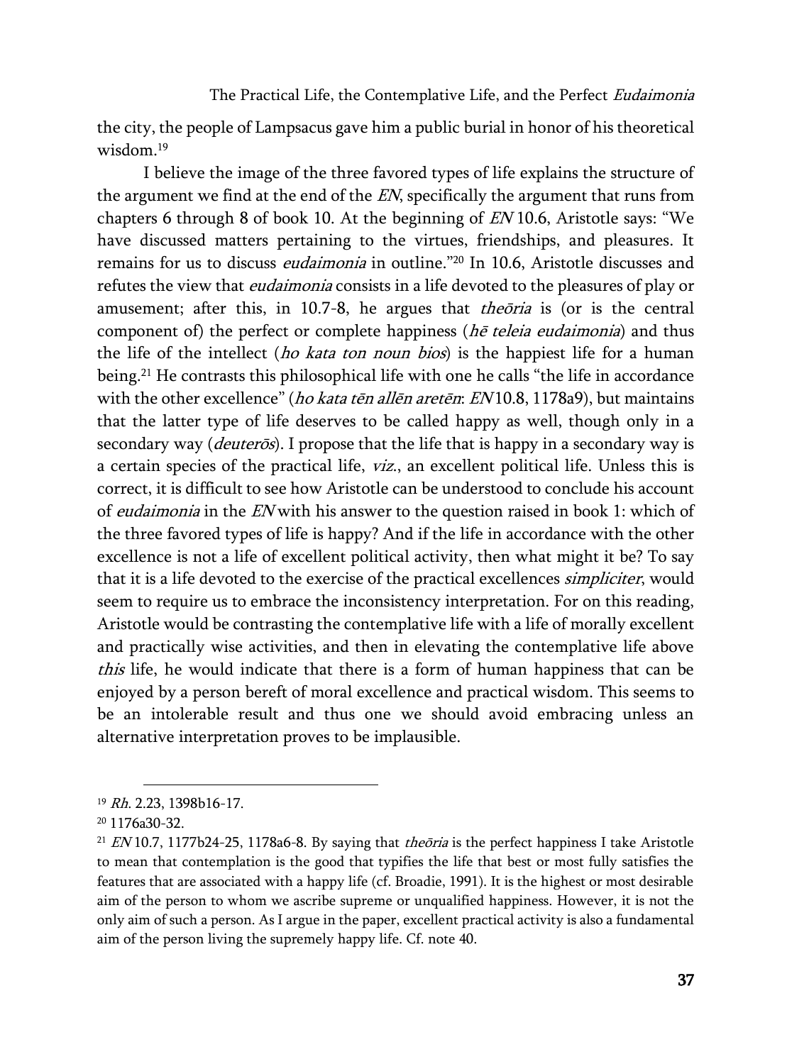the city, the people of Lampsacus gave him a public burial in honor of his theoretical wisdom.[19]

I believe the image of the three favored types of life explains the structure of the argument we find at the end of the *EN*, specifically the argument that runs from chapters 6 through 8 of book 10. At the beginning of *EN* 10.6, Aristotle says: "We have discussed matters pertaining to the virtues, friendships, and pleasures. It remains for us to discuss *eudaimonia* in outline."[20] In 10.6, Aristotle discusses and refutes the view that *eudaimonia* consists in a life devoted to the pleasures of play or amusement; after this, in 10.7-8, he argues that *theōria* is (or is the central component of) the perfect or complete happiness (*hē teleia eudaimonia*) and thus the life of the intellect (*ho kata ton noun bios*) is the happiest life for a human being.[21] He contrasts this philosophical life with one he calls "the life in accordance with the other excellence" (*ho kata tēn allēn aretēn*: *EN* 10.8, 1178a9), but maintains that the latter type of life deserves to be called happy as well, though only in a secondary way (*deuterōs*). I propose that the life that is happy in a secondary way is a certain species of the practical life, *viz*., an excellent political life. Unless this is correct, it is difficult to see how Aristotle can be understood to conclude his account of *eudaimonia* in the *EN* with his answer to the question raised in book 1: which of the three favored types of life is happy? And if the life in accordance with the other excellence is not a life of excellent political activity, then what might it be? To say that it is a life devoted to the exercise of the practical excellences *simpliciter*, would seem to require us to embrace the inconsistency interpretation. For on this reading, Aristotle would be contrasting the contemplative life with a life of morally excellent and practically wise activities, and then in elevating the contemplative life above *this* life, he would indicate that there is a form of human happiness that can be enjoyed by a person bereft of moral excellence and practical wisdom. This seems to be an intolerable result and thus one we should avoid embracing unless an alternative interpretation proves to be implausible.

---

[19] *Rh*. 2.23, 1398b16-17.

[20] 1176a30-32.

[21] *EN* 10.7, 1177b24-25, 1178a6-8. By saying that *theōria* is the perfect happiness I take Aristotle to mean that contemplation is the good that typifies the life that best or most fully satisfies the features that are associated with a happy life (cf. Broadie, 1991). It is the highest or most desirable aim of the person to whom we ascribe supreme or unqualified happiness. However, it is not the only aim of such a person. As I argue in the paper, excellent practical activity is also a fundamental aim of the person living the supremely happy life. Cf. note 40.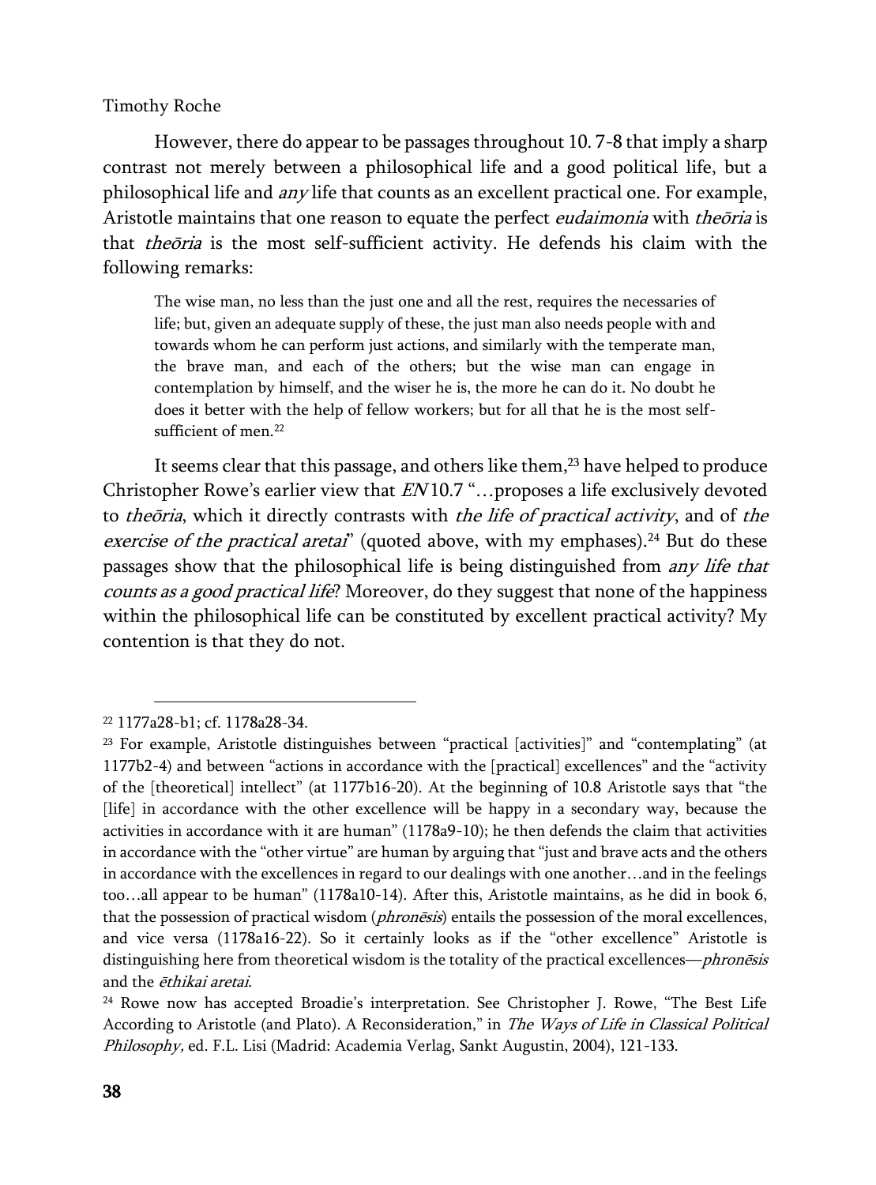However, there do appear to be passages throughout 10. 7-8 that imply a sharp contrast not merely between a philosophical life and a good political life, but a philosophical life and *any* life that counts as an excellent practical one. For example, Aristotle maintains that one reason to equate the perfect *eudaimonia* with *theōria* is that *theōria* is the most self-sufficient activity. He defends his claim with the following remarks:

> The wise man, no less than the just one and all the rest, requires the necessaries of life; but, given an adequate supply of these, the just man also needs people with and towards whom he can perform just actions, and similarly with the temperate man, the brave man, and each of the others; but the wise man can engage in contemplation by himself, and the wiser he is, the more he can do it. No doubt he does it better with the help of fellow workers; but for all that he is the most self-sufficient of men.[22]

It seems clear that this passage, and others like them,[23] have helped to produce Christopher Rowe's earlier view that *EN* 10.7 "…proposes a life exclusively devoted to *theōria*, which it directly contrasts with *the life of practical activity*, and of *the exercise of the practical aretai*" (quoted above, with my emphases).[24] But do these passages show that the philosophical life is being distinguished from *any life that counts as a good practical life*? Moreover, do they suggest that none of the happiness within the philosophical life can be constituted by excellent practical activity? My contention is that they do not.

---

[22] 1177a28-b1; cf. 1178a28-34.

[23] For example, Aristotle distinguishes between "practical [activities]" and "contemplating" (at 1177b2-4) and between "actions in accordance with the [practical] excellences" and the "activity of the [theoretical] intellect" (at 1177b16-20). At the beginning of 10.8 Aristotle says that "the [life] in accordance with the other excellence will be happy in a secondary way, because the activities in accordance with it are human" (1178a9-10); he then defends the claim that activities in accordance with the "other virtue" are human by arguing that "just and brave acts and the others in accordance with the excellences in regard to our dealings with one another…and in the feelings too…all appear to be human" (1178a10-14). After this, Aristotle maintains, as he did in book 6, that the possession of practical wisdom (*phronēsis*) entails the possession of the moral excellences, and vice versa (1178a16-22). So it certainly looks as if the "other excellence" Aristotle is distinguishing here from theoretical wisdom is the totality of the practical excellences—*phronēsis* and the *ēthikai aretai*.

[24] Rowe now has accepted Broadie's interpretation. See Christopher J. Rowe, "The Best Life According to Aristotle (and Plato). A Reconsideration," in *The Ways of Life in Classical Political Philosophy,* ed. F.L. Lisi (Madrid: Academia Verlag, Sankt Augustin, 2004), 121-133.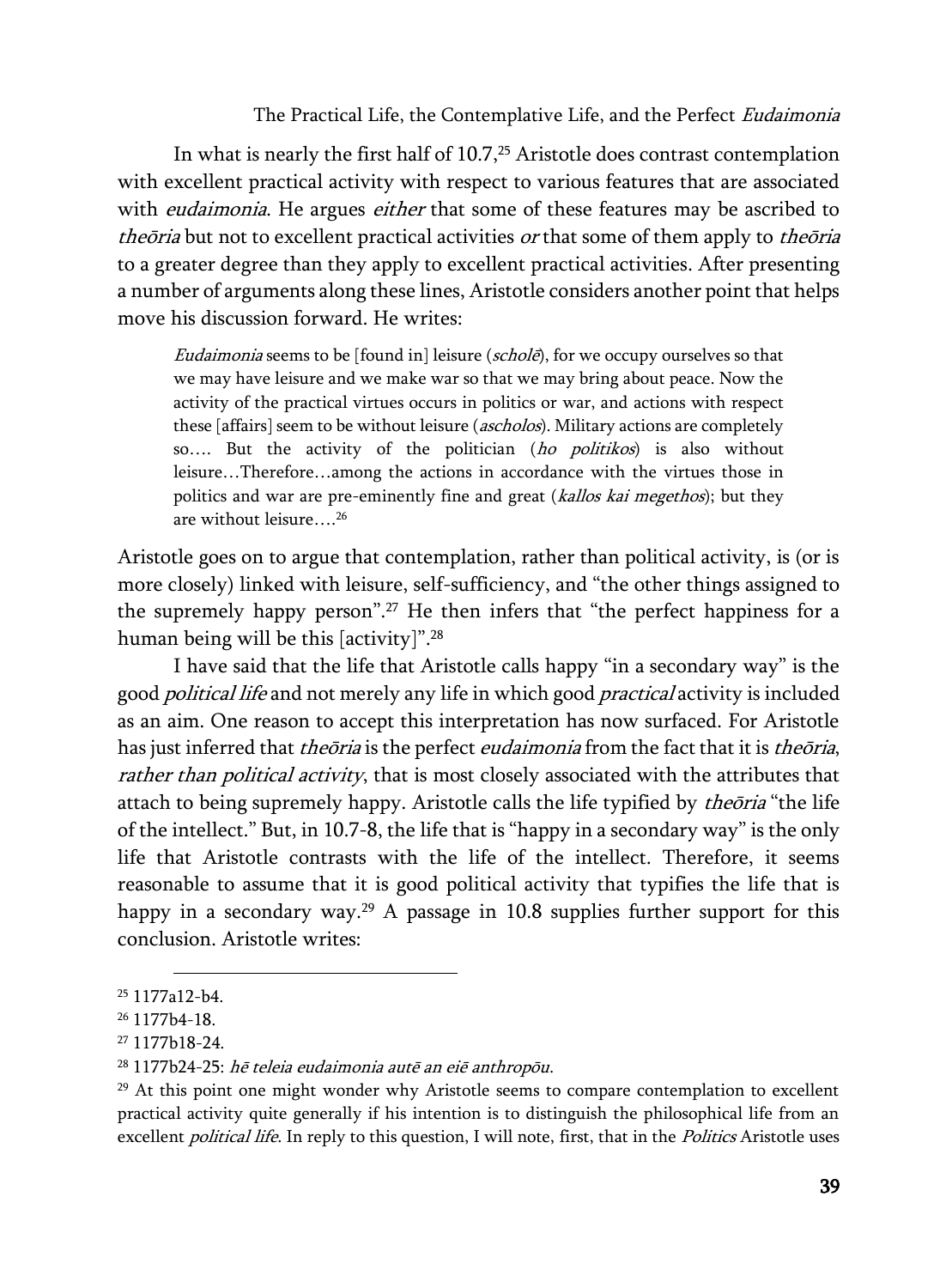In what is nearly the first half of 10.7,[25] Aristotle does contrast contemplation with excellent practical activity with respect to various features that are associated with *eudaimonia*. He argues *either* that some of these features may be ascribed to *theōria* but not to excellent practical activities *or* that some of them apply to *theōria* to a greater degree than they apply to excellent practical activities. After presenting a number of arguments along these lines, Aristotle considers another point that helps move his discussion forward. He writes:

> *Eudaimonia* seems to be [found in] leisure (*scholē*), for we occupy ourselves so that we may have leisure and we make war so that we may bring about peace. Now the activity of the practical virtues occurs in politics or war, and actions with respect these [affairs] seem to be without leisure (*ascholos*). Military actions are completely so…. But the activity of the politician (*ho politikos*) is also without leisure…Therefore…among the actions in accordance with the virtues those in politics and war are pre-eminently fine and great (*kallos kai megethos*); but they are without leisure….[26]

Aristotle goes on to argue that contemplation, rather than political activity, is (or is more closely) linked with leisure, self-sufficiency, and "the other things assigned to the supremely happy person".[27] He then infers that "the perfect happiness for a human being will be this [activity]".[28]

I have said that the life that Aristotle calls happy "in a secondary way" is the good *political life* and not merely any life in which good *practical* activity is included as an aim. One reason to accept this interpretation has now surfaced. For Aristotle has just inferred that *theōria* is the perfect *eudaimonia* from the fact that it is *theōria*, *rather than political activity*, that is most closely associated with the attributes that attach to being supremely happy. Aristotle calls the life typified by *theōria* "the life of the intellect." But, in 10.7-8, the life that is "happy in a secondary way" is the only life that Aristotle contrasts with the life of the intellect. Therefore, it seems reasonable to assume that it is good political activity that typifies the life that is happy in a secondary way.[29] A passage in 10.8 supplies further support for this conclusion. Aristotle writes:

---

[25] 1177a12-b4.

[26] 1177b4-18.

[27] 1177b18-24.

[28] 1177b24-25: *hē teleia eudaimonia autē an eiē anthropōu*.

[29] At this point one might wonder why Aristotle seems to compare contemplation to excellent practical activity quite generally if his intention is to distinguish the philosophical life from an excellent *political life*. In reply to this question, I will note, first, that in the *Politics* Aristotle uses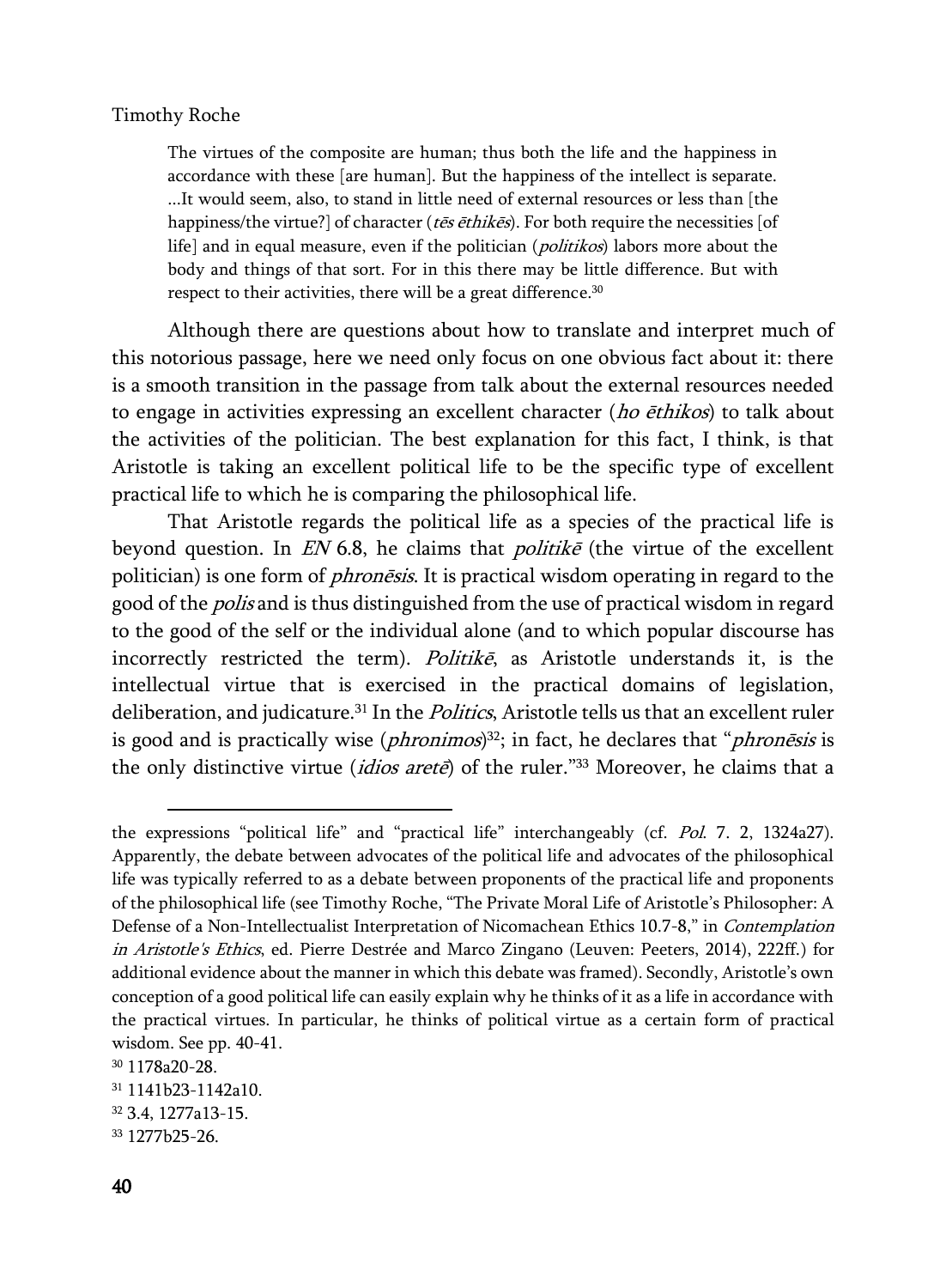> The virtues of the composite are human; thus both the life and the happiness in accordance with these [are human]. But the happiness of the intellect is separate. ...It would seem, also, to stand in little need of external resources or less than [the happiness/the virtue?] of character (*tēs ēthikēs*). For both require the necessities [of life] and in equal measure, even if the politician (*politikos*) labors more about the body and things of that sort. For in this there may be little difference. But with respect to their activities, there will be a great difference.[30]

Although there are questions about how to translate and interpret much of this notorious passage, here we need only focus on one obvious fact about it: there is a smooth transition in the passage from talk about the external resources needed to engage in activities expressing an excellent character (*ho ēthikos*) to talk about the activities of the politician. The best explanation for this fact, I think, is that Aristotle is taking an excellent political life to be the specific type of excellent practical life to which he is comparing the philosophical life.

That Aristotle regards the political life as a species of the practical life is beyond question. In *EN* 6.8, he claims that *politikē* (the virtue of the excellent politician) is one form of *phronēsis*. It is practical wisdom operating in regard to the good of the *polis* and is thus distinguished from the use of practical wisdom in regard to the good of the self or the individual alone (and to which popular discourse has incorrectly restricted the term). *Politikē*, as Aristotle understands it, is the intellectual virtue that is exercised in the practical domains of legislation, deliberation, and judicature.[31] In the *Politics*, Aristotle tells us that an excellent ruler is good and is practically wise (*phronimos*)[32]; in fact, he declares that "*phronēsis* is the only distinctive virtue (*idios aretē*) of the ruler."[33] Moreover, he claims that a

---

the expressions "political life" and "practical life" interchangeably (cf. *Pol.* 7. 2, 1324a27). Apparently, the debate between advocates of the political life and advocates of the philosophical life was typically referred to as a debate between proponents of the practical life and proponents of the philosophical life (see Timothy Roche, "The Private Moral Life of Aristotle's Philosopher: A Defense of a Non-Intellectualist Interpretation of Nicomachean Ethics 10.7-8," in *Contemplation in Aristotle's Ethics*, ed. Pierre Destrée and Marco Zingano (Leuven: Peeters, 2014), 222ff.) for additional evidence about the manner in which this debate was framed). Secondly, Aristotle's own conception of a good political life can easily explain why he thinks of it as a life in accordance with the practical virtues. In particular, he thinks of political virtue as a certain form of practical wisdom. See pp. 40-41.

[30] 1178a20-28.

[31] 1141b23-1142a10.

[32] 3.4, 1277a13-15.

[33] 1277b25-26.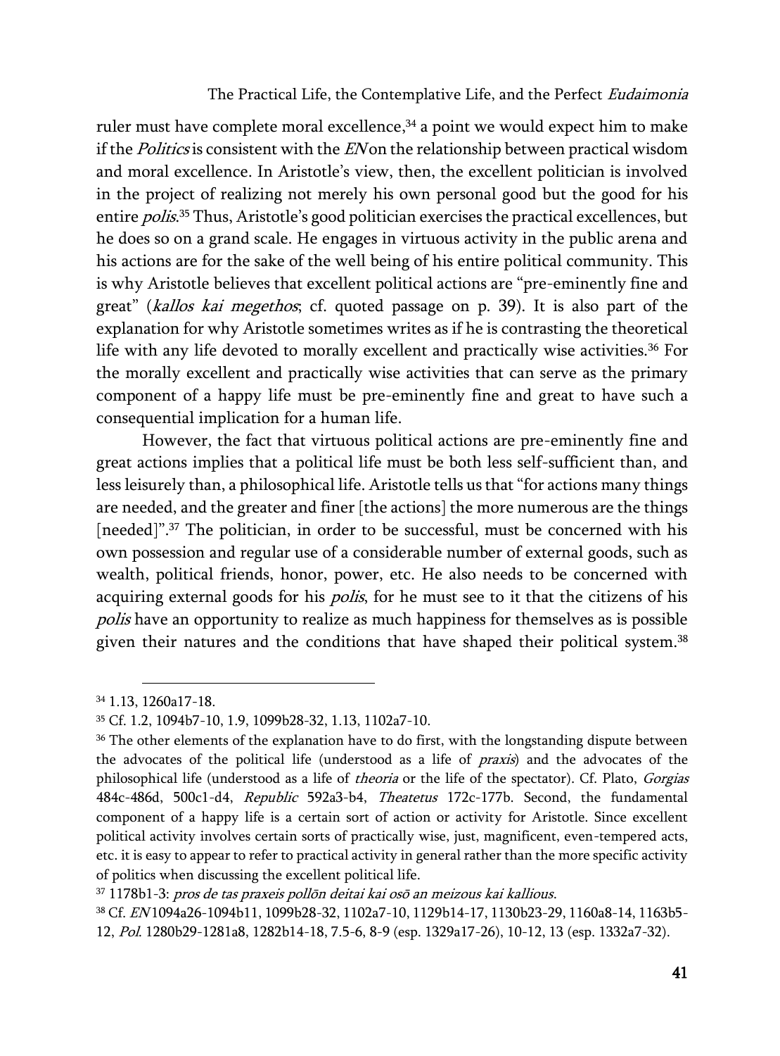ruler must have complete moral excellence,[34] a point we would expect him to make if the *Politics* is consistent with the *EN* on the relationship between practical wisdom and moral excellence. In Aristotle's view, then, the excellent politician is involved in the project of realizing not merely his own personal good but the good for his entire *polis*.[35] Thus, Aristotle's good politician exercises the practical excellences, but he does so on a grand scale. He engages in virtuous activity in the public arena and his actions are for the sake of the well being of his entire political community. This is why Aristotle believes that excellent political actions are "pre-eminently fine and great" (*kallos kai megethos*; cf. quoted passage on p. 39). It is also part of the explanation for why Aristotle sometimes writes as if he is contrasting the theoretical life with any life devoted to morally excellent and practically wise activities.[36] For the morally excellent and practically wise activities that can serve as the primary component of a happy life must be pre-eminently fine and great to have such a consequential implication for a human life.

However, the fact that virtuous political actions are pre-eminently fine and great actions implies that a political life must be both less self-sufficient than, and less leisurely than, a philosophical life. Aristotle tells us that "for actions many things are needed, and the greater and finer [the actions] the more numerous are the things [needed]".[37] The politician, in order to be successful, must be concerned with his own possession and regular use of a considerable number of external goods, such as wealth, political friends, honor, power, etc. He also needs to be concerned with acquiring external goods for his *polis*, for he must see to it that the citizens of his *polis* have an opportunity to realize as much happiness for themselves as is possible given their natures and the conditions that have shaped their political system.[38]

---

[34] 1.13, 1260a17-18.

[35] Cf. 1.2, 1094b7-10, 1.9, 1099b28-32, 1.13, 1102a7-10.

[36] The other elements of the explanation have to do first, with the longstanding dispute between the advocates of the political life (understood as a life of *praxis*) and the advocates of the philosophical life (understood as a life of *theoria* or the life of the spectator). Cf. Plato, *Gorgias* 484c-486d, 500c1-d4, *Republic* 592a3-b4, *Theatetus* 172c-177b. Second, the fundamental component of a happy life is a certain sort of action or activity for Aristotle. Since excellent political activity involves certain sorts of practically wise, just, magnificent, even-tempered acts, etc. it is easy to appear to refer to practical activity in general rather than the more specific activity of politics when discussing the excellent political life.

[37] 1178b1-3: *pros de tas praxeis pollōn deitai kai osō an meizous kai kallious*.

[38] Cf. *EN* 1094a26-1094b11, 1099b28-32, 1102a7-10, 1129b14-17, 1130b23-29, 1160a8-14, 1163b5-12, *Pol.* 1280b29-1281a8, 1282b14-18, 7.5-6, 8-9 (esp. 1329a17-26), 10-12, 13 (esp. 1332a7-32).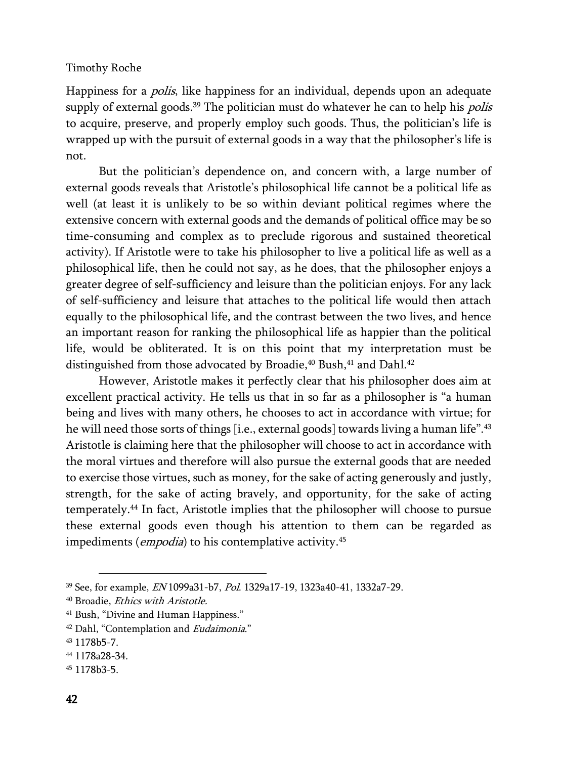Happiness for a *polis*, like happiness for an individual, depends upon an adequate supply of external goods.[39] The politician must do whatever he can to help his *polis* to acquire, preserve, and properly employ such goods. Thus, the politician's life is wrapped up with the pursuit of external goods in a way that the philosopher's life is not.

But the politician's dependence on, and concern with, a large number of external goods reveals that Aristotle's philosophical life cannot be a political life as well (at least it is unlikely to be so within deviant political regimes where the extensive concern with external goods and the demands of political office may be so time-consuming and complex as to preclude rigorous and sustained theoretical activity). If Aristotle were to take his philosopher to live a political life as well as a philosophical life, then he could not say, as he does, that the philosopher enjoys a greater degree of self-sufficiency and leisure than the politician enjoys. For any lack of self-sufficiency and leisure that attaches to the political life would then attach equally to the philosophical life, and the contrast between the two lives, and hence an important reason for ranking the philosophical life as happier than the political life, would be obliterated. It is on this point that my interpretation must be distinguished from those advocated by Broadie,[40] Bush,[41] and Dahl.[42]

However, Aristotle makes it perfectly clear that his philosopher does aim at excellent practical activity. He tells us that in so far as a philosopher is "a human being and lives with many others, he chooses to act in accordance with virtue; for he will need those sorts of things [i.e., external goods] towards living a human life".[43] Aristotle is claiming here that the philosopher will choose to act in accordance with the moral virtues and therefore will also pursue the external goods that are needed to exercise those virtues, such as money, for the sake of acting generously and justly, strength, for the sake of acting bravely, and opportunity, for the sake of acting temperately.[44] In fact, Aristotle implies that the philosopher will choose to pursue these external goods even though his attention to them can be regarded as impediments (*empodia*) to his contemplative activity.[45]

---

[39] See, for example, *EN* 1099a31-b7, *Pol.* 1329a17-19, 1323a40-41, 1332a7-29.

[40] Broadie, *Ethics with Aristotle.*

[41] Bush, "Divine and Human Happiness."

[42] Dahl, "Contemplation and *Eudaimonia*."

[43] 1178b5-7.

[44] 1178a28-34.

[45] 1178b3-5.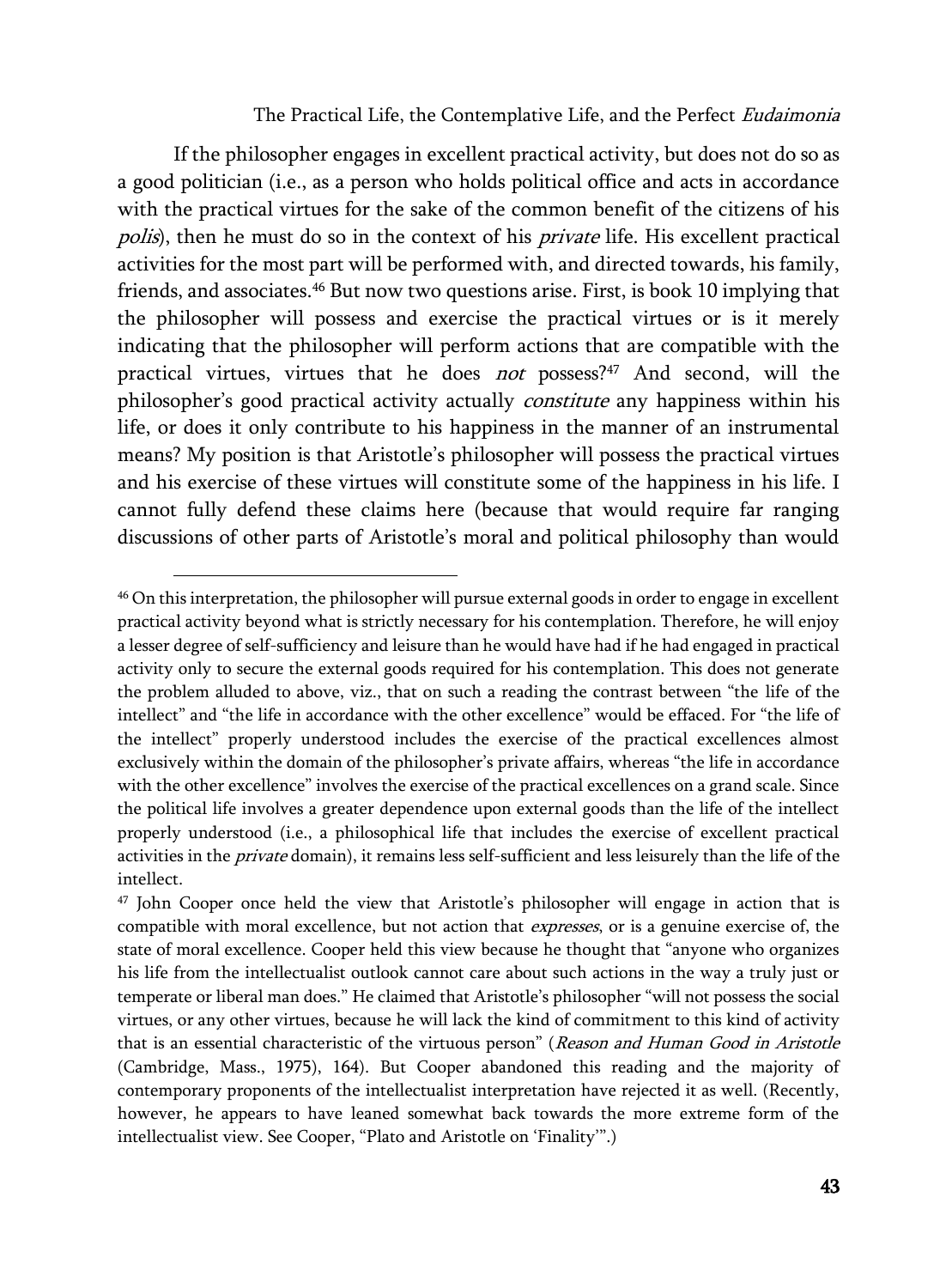If the philosopher engages in excellent practical activity, but does not do so as a good politician (i.e., as a person who holds political office and acts in accordance with the practical virtues for the sake of the common benefit of the citizens of his *polis*), then he must do so in the context of his *private* life. His excellent practical activities for the most part will be performed with, and directed towards, his family, friends, and associates.[46] But now two questions arise. First, is book 10 implying that the philosopher will possess and exercise the practical virtues or is it merely indicating that the philosopher will perform actions that are compatible with the practical virtues, virtues that he does *not* possess?[47] And second, will the philosopher's good practical activity actually *constitute* any happiness within his life, or does it only contribute to his happiness in the manner of an instrumental means? My position is that Aristotle's philosopher will possess the practical virtues and his exercise of these virtues will constitute some of the happiness in his life. I cannot fully defend these claims here (because that would require far ranging discussions of other parts of Aristotle's moral and political philosophy than would

---

[46] On this interpretation, the philosopher will pursue external goods in order to engage in excellent practical activity beyond what is strictly necessary for his contemplation. Therefore, he will enjoy a lesser degree of self-sufficiency and leisure than he would have had if he had engaged in practical activity only to secure the external goods required for his contemplation. This does not generate the problem alluded to above, viz., that on such a reading the contrast between "the life of the intellect" and "the life in accordance with the other excellence" would be effaced. For "the life of the intellect" properly understood includes the exercise of the practical excellences almost exclusively within the domain of the philosopher's private affairs, whereas "the life in accordance with the other excellence" involves the exercise of the practical excellences on a grand scale. Since the political life involves a greater dependence upon external goods than the life of the intellect properly understood (i.e., a philosophical life that includes the exercise of excellent practical activities in the *private* domain), it remains less self-sufficient and less leisurely than the life of the intellect.

[47] John Cooper once held the view that Aristotle's philosopher will engage in action that is compatible with moral excellence, but not action that *expresses*, or is a genuine exercise of, the state of moral excellence. Cooper held this view because he thought that "anyone who organizes his life from the intellectualist outlook cannot care about such actions in the way a truly just or temperate or liberal man does." He claimed that Aristotle's philosopher "will not possess the social virtues, or any other virtues, because he will lack the kind of commitment to this kind of activity that is an essential characteristic of the virtuous person" (*Reason and Human Good in Aristotle* (Cambridge, Mass., 1975), 164). But Cooper abandoned this reading and the majority of contemporary proponents of the intellectualist interpretation have rejected it as well. (Recently, however, he appears to have leaned somewhat back towards the more extreme form of the intellectualist view. See Cooper, "Plato and Aristotle on 'Finality'".)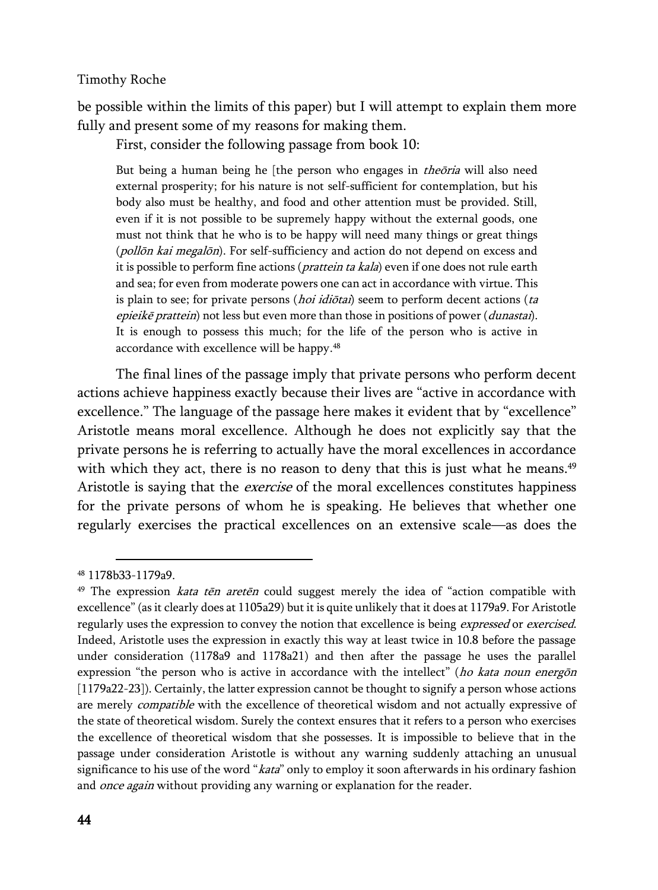be possible within the limits of this paper) but I will attempt to explain them more fully and present some of my reasons for making them.

First, consider the following passage from book 10:

> But being a human being he [the person who engages in *theōria* will also need external prosperity; for his nature is not self-sufficient for contemplation, but his body also must be healthy, and food and other attention must be provided. Still, even if it is not possible to be supremely happy without the external goods, one must not think that he who is to be happy will need many things or great things (*pollōn kai megalōn*). For self-sufficiency and action do not depend on excess and it is possible to perform fine actions (*prattein ta kala*) even if one does not rule earth and sea; for even from moderate powers one can act in accordance with virtue. This is plain to see; for private persons (*hoi idiōtai*) seem to perform decent actions (*ta epieikē prattein*) not less but even more than those in positions of power (*dunastai*). It is enough to possess this much; for the life of the person who is active in accordance with excellence will be happy.[48]

The final lines of the passage imply that private persons who perform decent actions achieve happiness exactly because their lives are "active in accordance with excellence." The language of the passage here makes it evident that by "excellence" Aristotle means moral excellence. Although he does not explicitly say that the private persons he is referring to actually have the moral excellences in accordance with which they act, there is no reason to deny that this is just what he means.[49] Aristotle is saying that the *exercise* of the moral excellences constitutes happiness for the private persons of whom he is speaking. He believes that whether one regularly exercises the practical excellences on an extensive scale—as does the

---

[48] 1178b33-1179a9.

[49] The expression *kata tēn aretēn* could suggest merely the idea of "action compatible with excellence" (as it clearly does at 1105a29) but it is quite unlikely that it does at 1179a9. For Aristotle regularly uses the expression to convey the notion that excellence is being *expressed* or *exercised*. Indeed, Aristotle uses the expression in exactly this way at least twice in 10.8 before the passage under consideration (1178a9 and 1178a21) and then after the passage he uses the parallel expression "the person who is active in accordance with the intellect" (*ho kata noun energōn* [1179a22-23]). Certainly, the latter expression cannot be thought to signify a person whose actions are merely *compatible* with the excellence of theoretical wisdom and not actually expressive of the state of theoretical wisdom. Surely the context ensures that it refers to a person who exercises the excellence of theoretical wisdom that she possesses. It is impossible to believe that in the passage under consideration Aristotle is without any warning suddenly attaching an unusual significance to his use of the word "*kata*" only to employ it soon afterwards in his ordinary fashion and *once again* without providing any warning or explanation for the reader.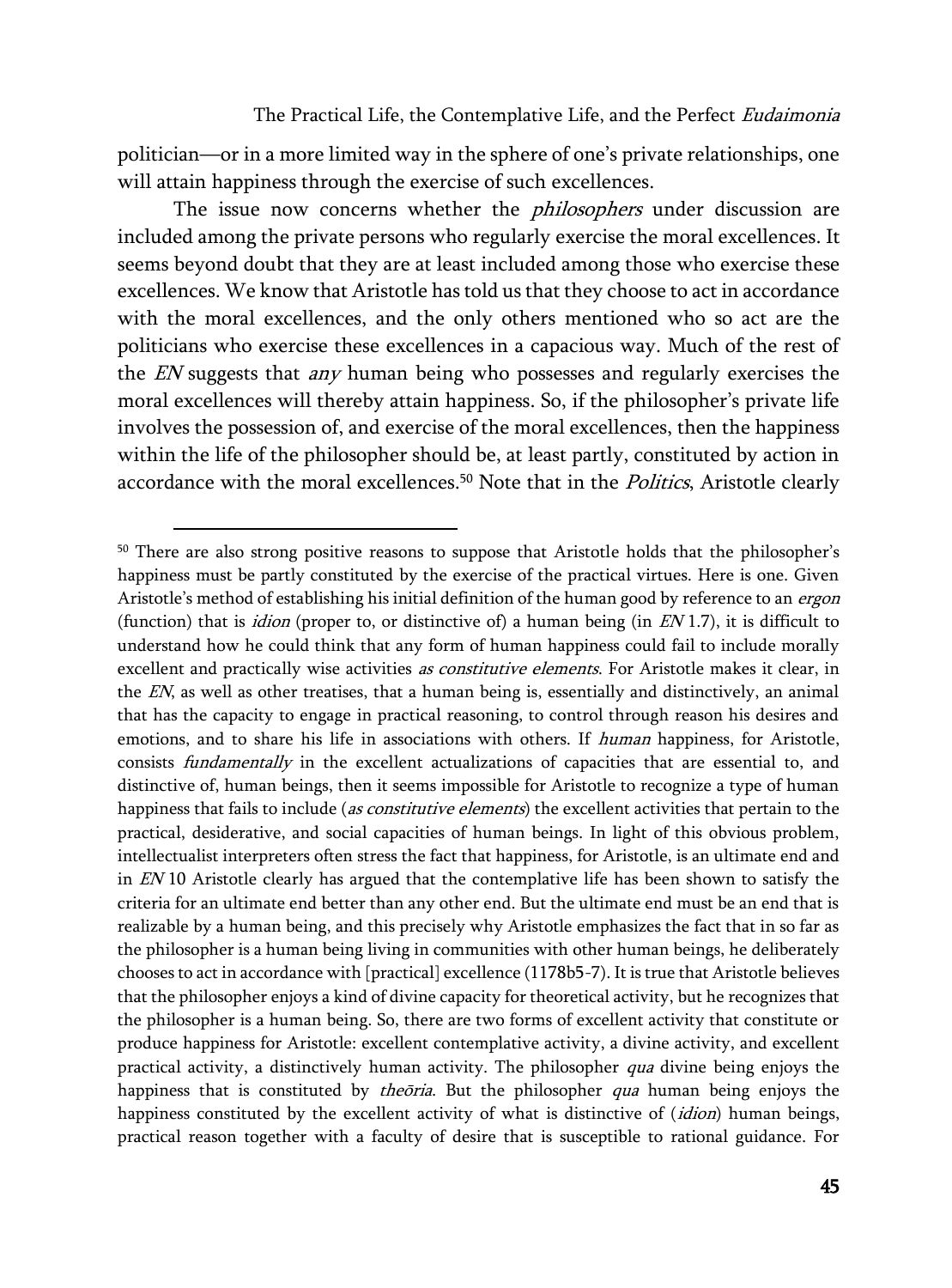politician—or in a more limited way in the sphere of one's private relationships, one will attain happiness through the exercise of such excellences.

The issue now concerns whether the *philosophers* under discussion are included among the private persons who regularly exercise the moral excellences. It seems beyond doubt that they are at least included among those who exercise these excellences. We know that Aristotle has told us that they choose to act in accordance with the moral excellences, and the only others mentioned who so act are the politicians who exercise these excellences in a capacious way. Much of the rest of the *EN* suggests that *any* human being who possesses and regularly exercises the moral excellences will thereby attain happiness. So, if the philosopher's private life involves the possession of, and exercise of the moral excellences, then the happiness within the life of the philosopher should be, at least partly, constituted by action in accordance with the moral excellences.[50] Note that in the *Politics*, Aristotle clearly

[50] There are also strong positive reasons to suppose that Aristotle holds that the philosopher's happiness must be partly constituted by the exercise of the practical virtues. Here is one. Given Aristotle's method of establishing his initial definition of the human good by reference to an *ergon* (function) that is *idion* (proper to, or distinctive of) a human being (in *EN* 1.7), it is difficult to understand how he could think that any form of human happiness could fail to include morally excellent and practically wise activities *as constitutive elements*. For Aristotle makes it clear, in the *EN*, as well as other treatises, that a human being is, essentially and distinctively, an animal that has the capacity to engage in practical reasoning, to control through reason his desires and emotions, and to share his life in associations with others. If *human* happiness, for Aristotle, consists *fundamentally* in the excellent actualizations of capacities that are essential to, and distinctive of, human beings, then it seems impossible for Aristotle to recognize a type of human happiness that fails to include (*as constitutive elements*) the excellent activities that pertain to the practical, desiderative, and social capacities of human beings. In light of this obvious problem, intellectualist interpreters often stress the fact that happiness, for Aristotle, is an ultimate end and in *EN* 10 Aristotle clearly has argued that the contemplative life has been shown to satisfy the criteria for an ultimate end better than any other end. But the ultimate end must be an end that is realizable by a human being, and this precisely why Aristotle emphasizes the fact that in so far as the philosopher is a human being living in communities with other human beings, he deliberately chooses to act in accordance with [practical] excellence (1178b5-7). It is true that Aristotle believes that the philosopher enjoys a kind of divine capacity for theoretical activity, but he recognizes that the philosopher is a human being. So, there are two forms of excellent activity that constitute or produce happiness for Aristotle: excellent contemplative activity, a divine activity, and excellent practical activity, a distinctively human activity. The philosopher *qua* divine being enjoys the happiness that is constituted by *theōria*. But the philosopher *qua* human being enjoys the happiness constituted by the excellent activity of what is distinctive of (*idion*) human beings, practical reason together with a faculty of desire that is susceptible to rational guidance. For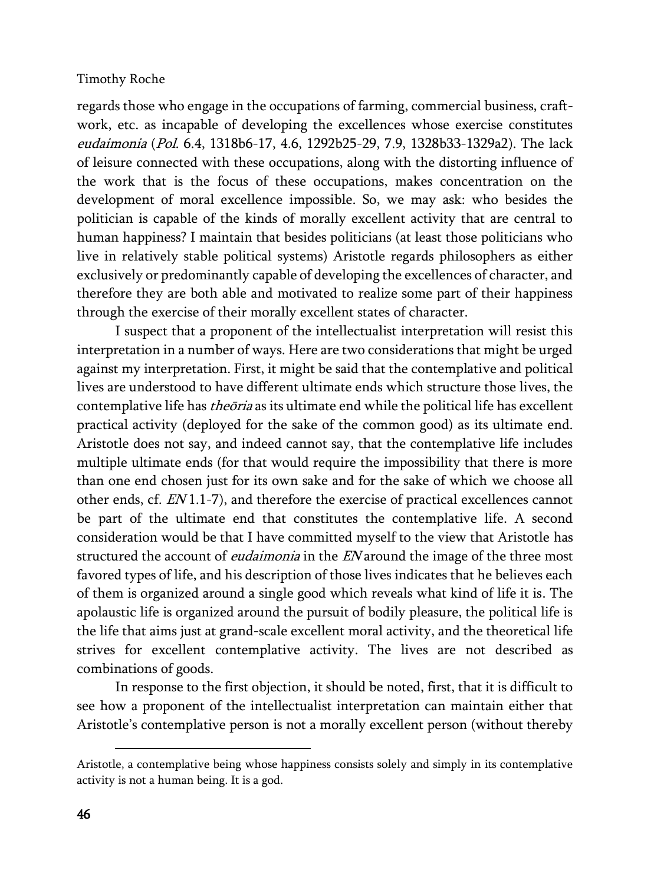regards those who engage in the occupations of farming, commercial business, craft-work, etc. as incapable of developing the excellences whose exercise constitutes *eudaimonia* (*Pol*. 6.4, 1318b6-17, 4.6, 1292b25-29, 7.9, 1328b33-1329a2). The lack of leisure connected with these occupations, along with the distorting influence of the work that is the focus of these occupations, makes concentration on the development of moral excellence impossible. So, we may ask: who besides the politician is capable of the kinds of morally excellent activity that are central to human happiness? I maintain that besides politicians (at least those politicians who live in relatively stable political systems) Aristotle regards philosophers as either exclusively or predominantly capable of developing the excellences of character, and therefore they are both able and motivated to realize some part of their happiness through the exercise of their morally excellent states of character.

I suspect that a proponent of the intellectualist interpretation will resist this interpretation in a number of ways. Here are two considerations that might be urged against my interpretation. First, it might be said that the contemplative and political lives are understood to have different ultimate ends which structure those lives, the contemplative life has *theōria* as its ultimate end while the political life has excellent practical activity (deployed for the sake of the common good) as its ultimate end. Aristotle does not say, and indeed cannot say, that the contemplative life includes multiple ultimate ends (for that would require the impossibility that there is more than one end chosen just for its own sake and for the sake of which we choose all other ends, cf. *EN* 1.1-7), and therefore the exercise of practical excellences cannot be part of the ultimate end that constitutes the contemplative life. A second consideration would be that I have committed myself to the view that Aristotle has structured the account of *eudaimonia* in the *EN* around the image of the three most favored types of life, and his description of those lives indicates that he believes each of them is organized around a single good which reveals what kind of life it is. The apolaustic life is organized around the pursuit of bodily pleasure, the political life is the life that aims just at grand-scale excellent moral activity, and the theoretical life strives for excellent contemplative activity. The lives are not described as combinations of goods.

In response to the first objection, it should be noted, first, that it is difficult to see how a proponent of the intellectualist interpretation can maintain either that Aristotle's contemplative person is not a morally excellent person (without thereby

---

Aristotle, a contemplative being whose happiness consists solely and simply in its contemplative activity is not a human being. It is a god.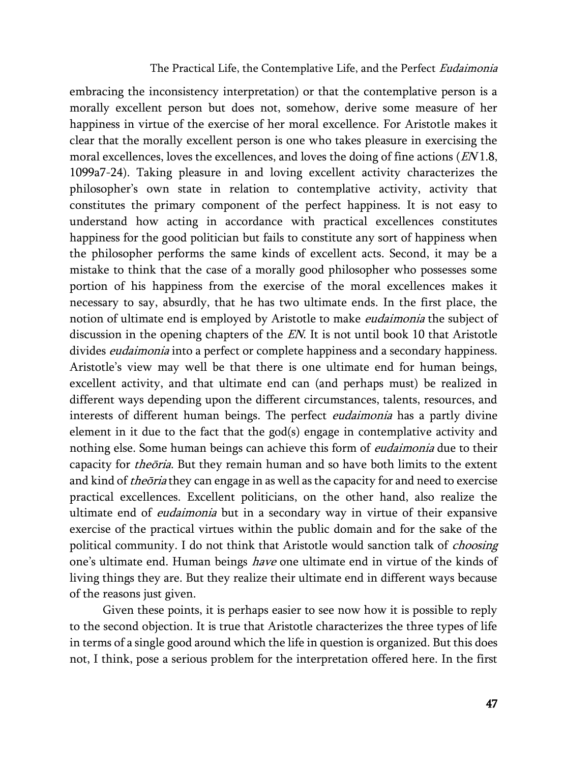embracing the inconsistency interpretation) or that the contemplative person is a morally excellent person but does not, somehow, derive some measure of her happiness in virtue of the exercise of her moral excellence. For Aristotle makes it clear that the morally excellent person is one who takes pleasure in exercising the moral excellences, loves the excellences, and loves the doing of fine actions (*EN* 1.8, 1099a7-24). Taking pleasure in and loving excellent activity characterizes the philosopher's own state in relation to contemplative activity, activity that constitutes the primary component of the perfect happiness. It is not easy to understand how acting in accordance with practical excellences constitutes happiness for the good politician but fails to constitute any sort of happiness when the philosopher performs the same kinds of excellent acts. Second, it may be a mistake to think that the case of a morally good philosopher who possesses some portion of his happiness from the exercise of the moral excellences makes it necessary to say, absurdly, that he has two ultimate ends. In the first place, the notion of ultimate end is employed by Aristotle to make *eudaimonia* the subject of discussion in the opening chapters of the *EN*. It is not until book 10 that Aristotle divides *eudaimonia* into a perfect or complete happiness and a secondary happiness. Aristotle's view may well be that there is one ultimate end for human beings, excellent activity, and that ultimate end can (and perhaps must) be realized in different ways depending upon the different circumstances, talents, resources, and interests of different human beings. The perfect *eudaimonia* has a partly divine element in it due to the fact that the god(s) engage in contemplative activity and nothing else. Some human beings can achieve this form of *eudaimonia* due to their capacity for *theōria*. But they remain human and so have both limits to the extent and kind of *theōria* they can engage in as well as the capacity for and need to exercise practical excellences. Excellent politicians, on the other hand, also realize the ultimate end of *eudaimonia* but in a secondary way in virtue of their expansive exercise of the practical virtues within the public domain and for the sake of the political community. I do not think that Aristotle would sanction talk of *choosing* one's ultimate end. Human beings *have* one ultimate end in virtue of the kinds of living things they are. But they realize their ultimate end in different ways because of the reasons just given.

Given these points, it is perhaps easier to see now how it is possible to reply to the second objection. It is true that Aristotle characterizes the three types of life in terms of a single good around which the life in question is organized. But this does not, I think, pose a serious problem for the interpretation offered here. In the first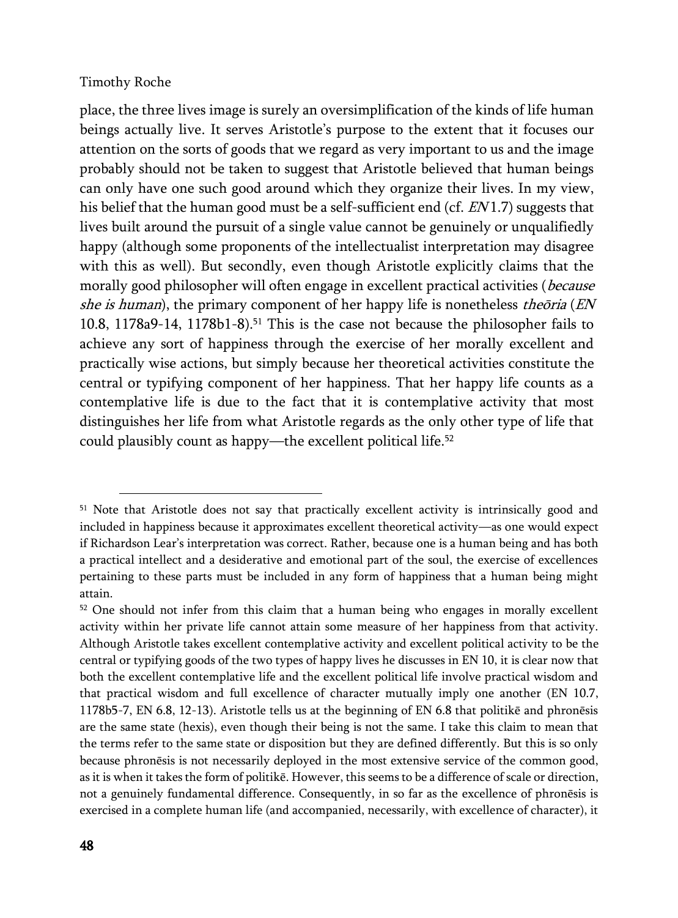place, the three lives image is surely an oversimplification of the kinds of life human beings actually live. It serves Aristotle's purpose to the extent that it focuses our attention on the sorts of goods that we regard as very important to us and the image probably should not be taken to suggest that Aristotle believed that human beings can only have one such good around which they organize their lives. In my view, his belief that the human good must be a self-sufficient end (cf. *EN* 1.7) suggests that lives built around the pursuit of a single value cannot be genuinely or unqualifiedly happy (although some proponents of the intellectualist interpretation may disagree with this as well). But secondly, even though Aristotle explicitly claims that the morally good philosopher will often engage in excellent practical activities (*because she is human*), the primary component of her happy life is nonetheless *theōria* (*EN* 10.8, 1178a9-14, 1178b1-8).[51] This is the case not because the philosopher fails to achieve any sort of happiness through the exercise of her morally excellent and practically wise actions, but simply because her theoretical activities constitute the central or typifying component of her happiness. That her happy life counts as a contemplative life is due to the fact that it is contemplative activity that most distinguishes her life from what Aristotle regards as the only other type of life that could plausibly count as happy—the excellent political life.[52]

[51] Note that Aristotle does not say that practically excellent activity is intrinsically good and included in happiness because it approximates excellent theoretical activity—as one would expect if Richardson Lear's interpretation was correct. Rather, because one is a human being and has both a practical intellect and a desiderative and emotional part of the soul, the exercise of excellences pertaining to these parts must be included in any form of happiness that a human being might attain.

[52] One should not infer from this claim that a human being who engages in morally excellent activity within her private life cannot attain some measure of her happiness from that activity. Although Aristotle takes excellent contemplative activity and excellent political activity to be the central or typifying goods of the two types of happy lives he discusses in EN 10, it is clear now that both the excellent contemplative life and the excellent political life involve practical wisdom and that practical wisdom and full excellence of character mutually imply one another (EN 10.7, 1178b5-7, EN 6.8, 12-13). Aristotle tells us at the beginning of EN 6.8 that politikē and phronēsis are the same state (hexis), even though their being is not the same. I take this claim to mean that the terms refer to the same state or disposition but they are defined differently. But this is so only because phronēsis is not necessarily deployed in the most extensive service of the common good, as it is when it takes the form of politikē. However, this seems to be a difference of scale or direction, not a genuinely fundamental difference. Consequently, in so far as the excellence of phronēsis is exercised in a complete human life (and accompanied, necessarily, with excellence of character), it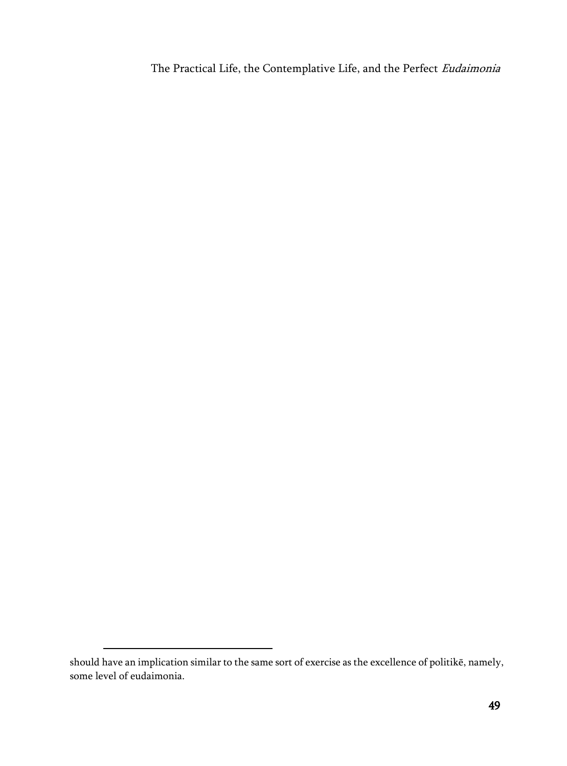should have an implication similar to the same sort of exercise as the excellence of politikē, namely, some level of eudaimonia.